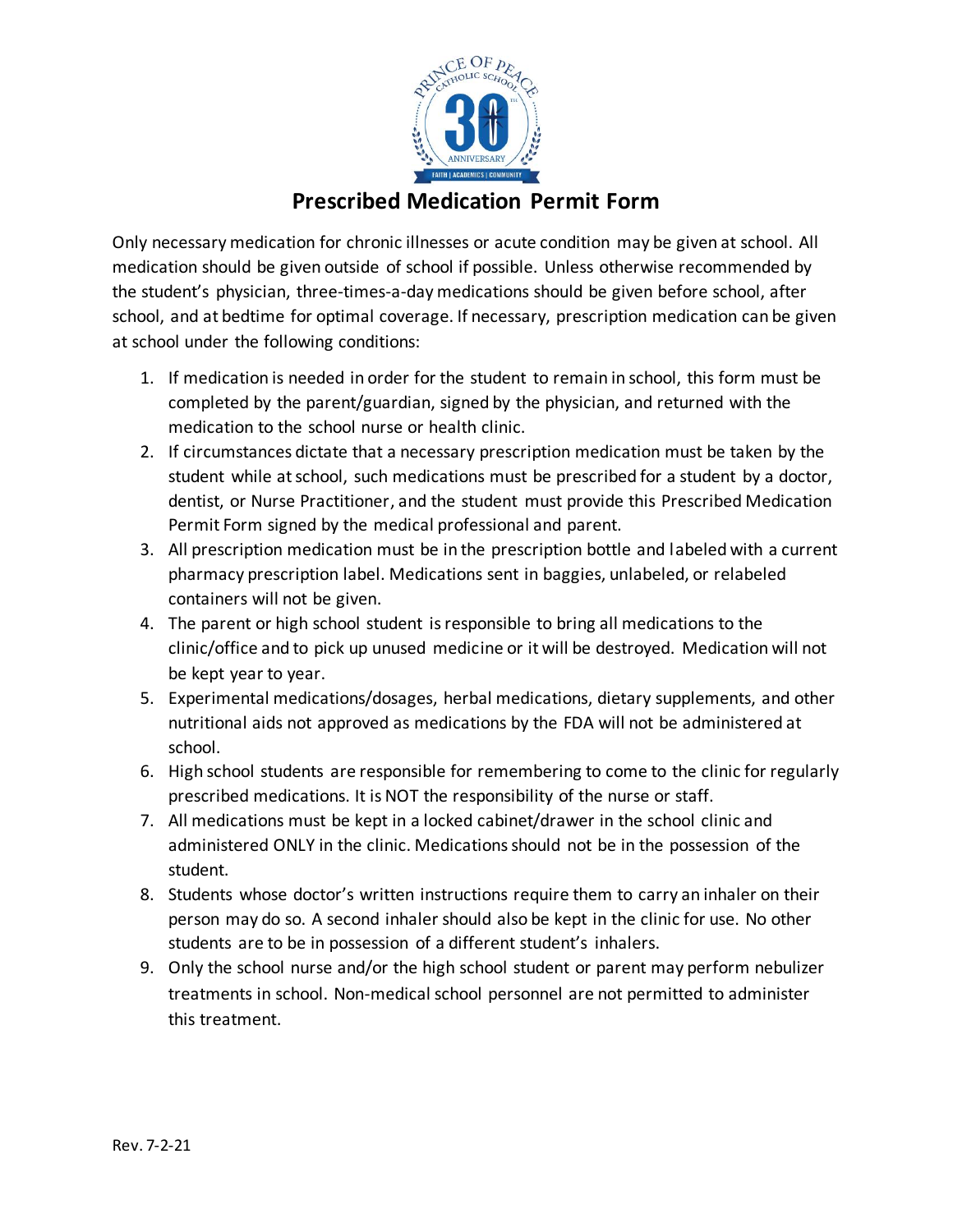# Prescribed Medication Permit Form

Only necessary medication for chronic illnesses or acute condition may be given at school. All medication should be given outside of school if possible. Unless otherwise recommended by the student's physician, three-times-a-day medications should be given before school, after school, and at bedtime for optimal coverage. If necessary, prescription medication can be given at school under the following conditions:

1. If medication is needed in order for the student to remain in school, this form must be completed by the parent/guardian, signed by the physician, and returned with the medication to the school nurse or health clinic.
2. If circumstances dictate that a necessary prescription medication must be taken by the student while at school, such medications must be prescribed for a student by a doctor, dentist, or Nurse Practitioner, and the student must provide this Prescribed Medication Permit Form signed by the medical professional and parent.
3. All prescription medication must be in the prescription bottle and labeled with a current pharmacy prescription label. Medications sent in baggies, unlabeled, or relabeled containers will not be given.
4. The parent or high school student is responsible to bring all medications to the clinic/office and to pick up unused medicine or it will be destroyed. Medication will not be kept year to year.
5. Experimental medications/dosages, herbal medications, dietary supplements, and other nutritional aids not approved as medications by the FDA will not be administered at school.
6. High school students are responsible for remembering to come to the clinic for regularly prescribed medications. It is NOT the responsibility of the nurse or staff.
7. All medications must be kept in a locked cabinet/drawer in the school clinic and administered ONLY in the clinic. Medications should not be in the possession of the student.
8. Students whose doctor's written instructions require them to carry an inhaler on their person may do so. A second inhaler should also be kept in the clinic for use. No other students are to be in possession of a different student's inhalers.
9. Only the school nurse and/or the high school student or parent may perform nebulizer treatments in school. Non-medical school personnel are not permitted to administer this treatment.

Rev. 7-2-21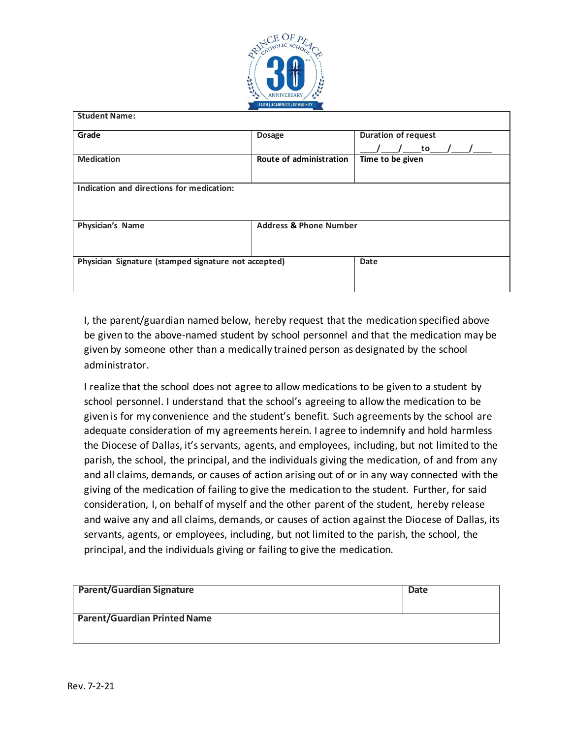| Student Name: | | |
|---|---|---|
| **Grade** | **Dosage** | **Duration of request** ____/____/____to____/____/____ |
| **Medication** | **Route of administration** | **Time to be given** |
| **Indication and directions for medication:** | | |
| **Physician's Name** | **Address & Phone Number** | |
| **Physician Signature (stamped signature not accepted)** | | **Date** |

I, the parent/guardian named below, hereby request that the medication specified above be given to the above-named student by school personnel and that the medication may be given by someone other than a medically trained person as designated by the school administrator.

I realize that the school does not agree to allow medications to be given to a student by school personnel. I understand that the school's agreeing to allow the medication to be given is for my convenience and the student's benefit. Such agreements by the school are adequate consideration of my agreements herein. I agree to indemnify and hold harmless the Diocese of Dallas, it's servants, agents, and employees, including, but not limited to the parish, the school, the principal, and the individuals giving the medication, of and from any and all claims, demands, or causes of action arising out of or in any way connected with the giving of the medication of failing to give the medication to the student. Further, for said consideration, I, on behalf of myself and the other parent of the student, hereby release and waive any and all claims, demands, or causes of action against the Diocese of Dallas, its servants, agents, or employees, including, but not limited to the parish, the school, the principal, and the individuals giving or failing to give the medication.

| Parent/Guardian Signature | Date |
|---|---|
| **Parent/Guardian Printed Name** | |

Rev. 7-2-21